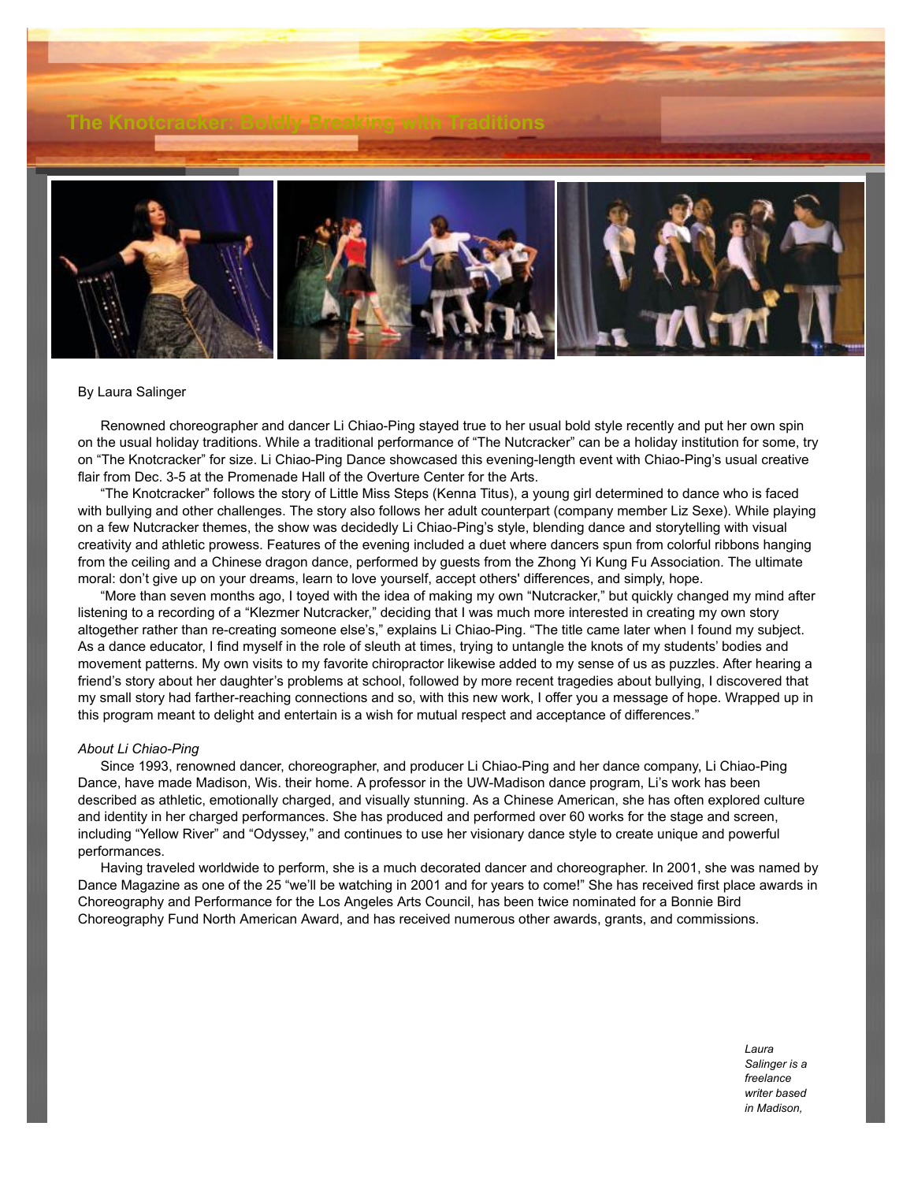# The Knotcracker: Boldly Breaking with Traditions

By Laura Salinger

Renowned choreographer and dancer Li Chiao-Ping stayed true to her usual bold style recently and put her own spin on the usual holiday traditions. While a traditional performance of "The Nutcracker" can be a holiday institution for some, try on "The Knotcracker" for size. Li Chiao-Ping Dance showcased this evening-length event with Chiao-Ping's usual creative flair from Dec. 3-5 at the Promenade Hall of the Overture Center for the Arts.

"The Knotcracker" follows the story of Little Miss Steps (Kenna Titus), a young girl determined to dance who is faced with bullying and other challenges. The story also follows her adult counterpart (company member Liz Sexe). While playing on a few Nutcracker themes, the show was decidedly Li Chiao-Ping's style, blending dance and storytelling with visual creativity and athletic prowess. Features of the evening included a duet where dancers spun from colorful ribbons hanging from the ceiling and a Chinese dragon dance, performed by guests from the Zhong Yi Kung Fu Association. The ultimate moral: don't give up on your dreams, learn to love yourself, accept others' differences, and simply, hope.

"More than seven months ago, I toyed with the idea of making my own "Nutcracker," but quickly changed my mind after listening to a recording of a "Klezmer Nutcracker," deciding that I was much more interested in creating my own story altogether rather than re-creating someone else's," explains Li Chiao-Ping. "The title came later when I found my subject. As a dance educator, I find myself in the role of sleuth at times, trying to untangle the knots of my students' bodies and movement patterns. My own visits to my favorite chiropractor likewise added to my sense of us as puzzles. After hearing a friend's story about her daughter's problems at school, followed by more recent tragedies about bullying, I discovered that my small story had farther-reaching connections and so, with this new work, I offer you a message of hope. Wrapped up in this program meant to delight and entertain is a wish for mutual respect and acceptance of differences."

*About Li Chiao-Ping*

Since 1993, renowned dancer, choreographer, and producer Li Chiao-Ping and her dance company, Li Chiao-Ping Dance, have made Madison, Wis. their home. A professor in the UW-Madison dance program, Li's work has been described as athletic, emotionally charged, and visually stunning. As a Chinese American, she has often explored culture and identity in her charged performances. She has produced and performed over 60 works for the stage and screen, including "Yellow River" and "Odyssey," and continues to use her visionary dance style to create unique and powerful performances.

Having traveled worldwide to perform, she is a much decorated dancer and choreographer. In 2001, she was named by Dance Magazine as one of the 25 "we'll be watching in 2001 and for years to come!" She has received first place awards in Choreography and Performance for the Los Angeles Arts Council, has been twice nominated for a Bonnie Bird Choreography Fund North American Award, and has received numerous other awards, grants, and commissions.

*Laura Salinger is a freelance writer based in Madison,*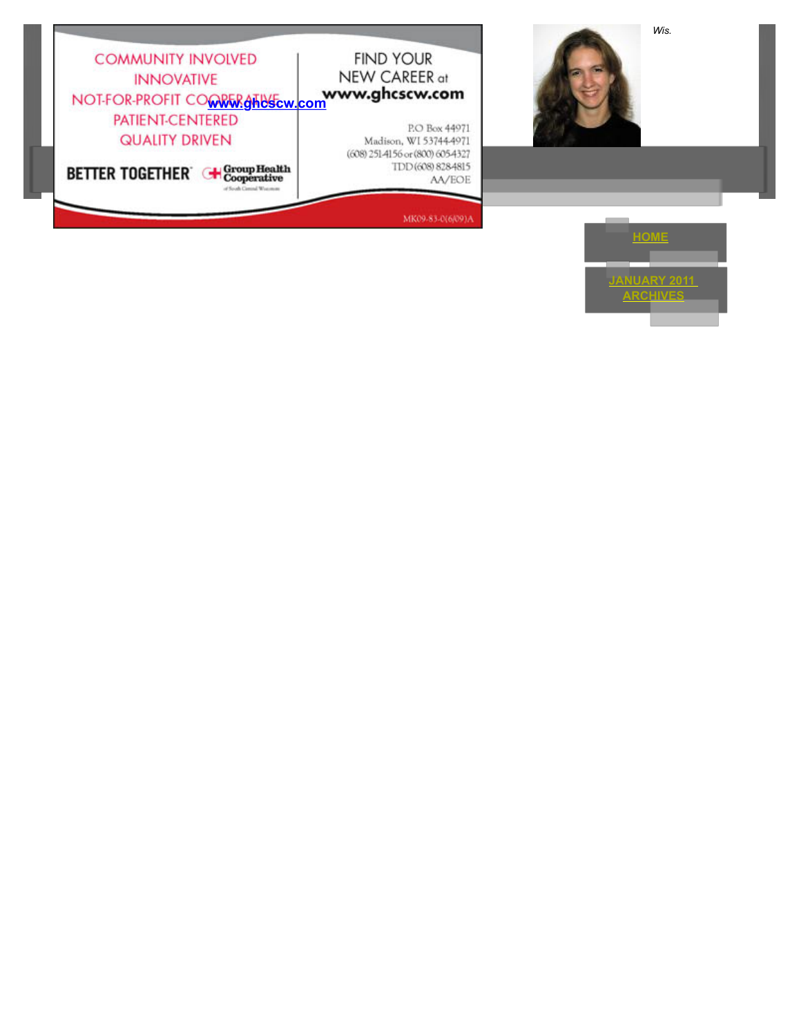COMMUNITY INVOLVED
INNOVATIVE
NOT-FOR-PROFIT COOPERATIVE
PATIENT-CENTERED
QUALITY DRIVEN

BETTER TOGETHER Group Health Cooperative of South Central Wisconsin

FIND YOUR NEW CAREER at www.ghcscw.com

P.O Box 44971
Madison, WI 53744-4971
(608) 251-4156 or (800) 605-4327
TDD (608) 828-4815
AA/EOE

MK09-83-0(6/09)A

www.ghcscw.com

*Wis.*

HOME

JANUARY 2011 ARCHIVES